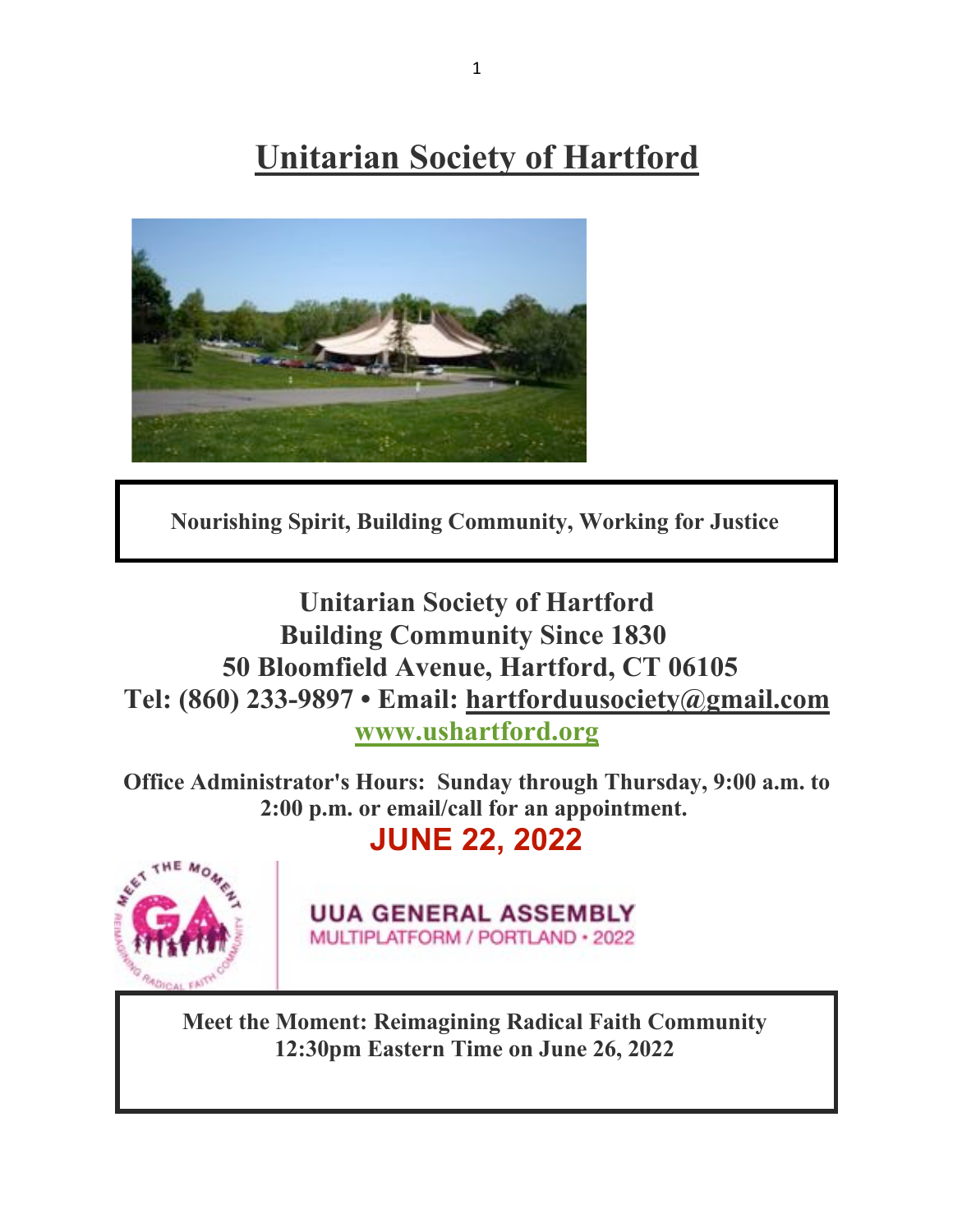# Unitarian Society of Hartford

**Nourishing Spirit, Building Community, Working for Justice**

**Unitarian Society of Hartford**
**Building Community Since 1830**
**50 Bloomfield Avenue, Hartford, CT 06105**
**Tel: (860) 233-9897 • Email: hartforduusociety@gmail.com**
**www.ushartford.org**

**Office Administrator's Hours: Sunday through Thursday, 9:00 a.m. to 2:00 p.m. or email/call for an appointment.**

**JUNE 22, 2022**

UUA GENERAL ASSEMBLY
MULTIPLATFORM / PORTLAND • 2022

**Meet the Moment: Reimagining Radical Faith Community**
**12:30pm Eastern Time on June 26, 2022**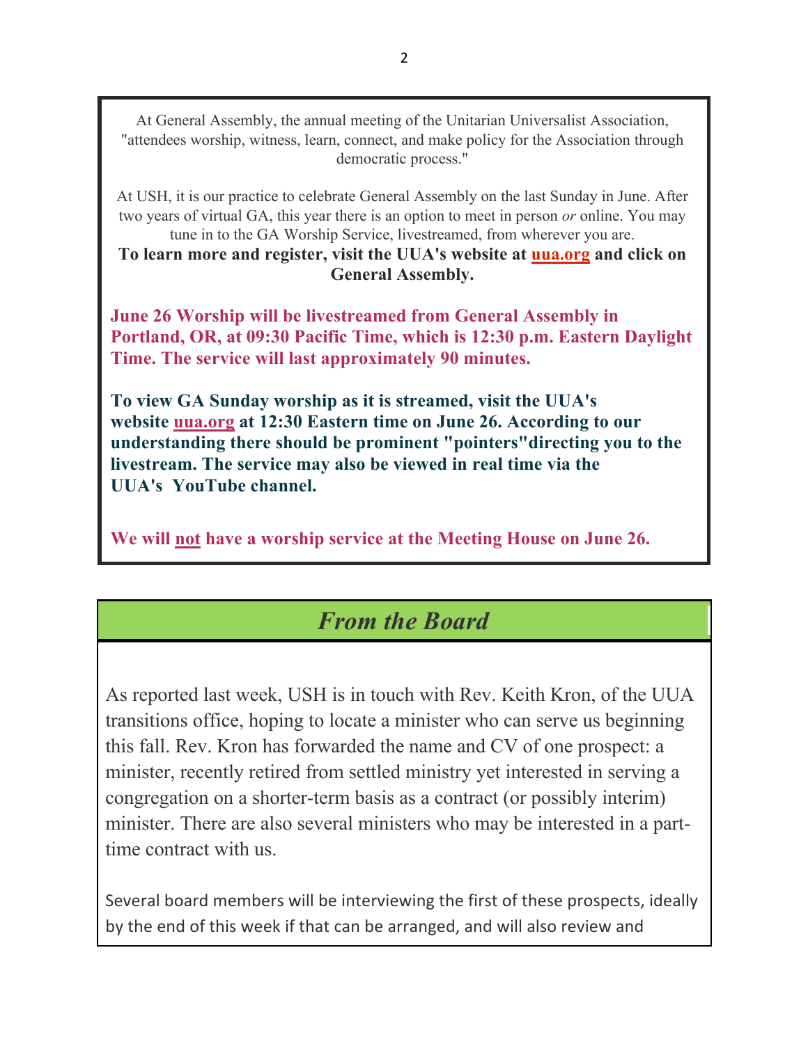At General Assembly, the annual meeting of the Unitarian Universalist Association, "attendees worship, witness, learn, connect, and make policy for the Association through democratic process."

At USH, it is our practice to celebrate General Assembly on the last Sunday in June. After two years of virtual GA, this year there is an option to meet in person *or* online. You may tune in to the GA Worship Service, livestreamed, from wherever you are.

**To learn more and register, visit the UUA's website at uua.org and click on General Assembly.**

**June 26 Worship will be livestreamed from General Assembly in Portland, OR, at 09:30 Pacific Time, which is 12:30 p.m. Eastern Daylight Time. The service will last approximately 90 minutes.**

**To view GA Sunday worship as it is streamed, visit the UUA's website uua.org at 12:30 Eastern time on June 26. According to our understanding there should be prominent "pointers"directing you to the livestream. The service may also be viewed in real time via the UUA's YouTube channel.**

**We will not have a worship service at the Meeting House on June 26.**

## *From the Board*

As reported last week, USH is in touch with Rev. Keith Kron, of the UUA transitions office, hoping to locate a minister who can serve us beginning this fall. Rev. Kron has forwarded the name and CV of one prospect: a minister, recently retired from settled ministry yet interested in serving a congregation on a shorter-term basis as a contract (or possibly interim) minister. There are also several ministers who may be interested in a part-time contract with us.

Several board members will be interviewing the first of these prospects, ideally by the end of this week if that can be arranged, and will also review and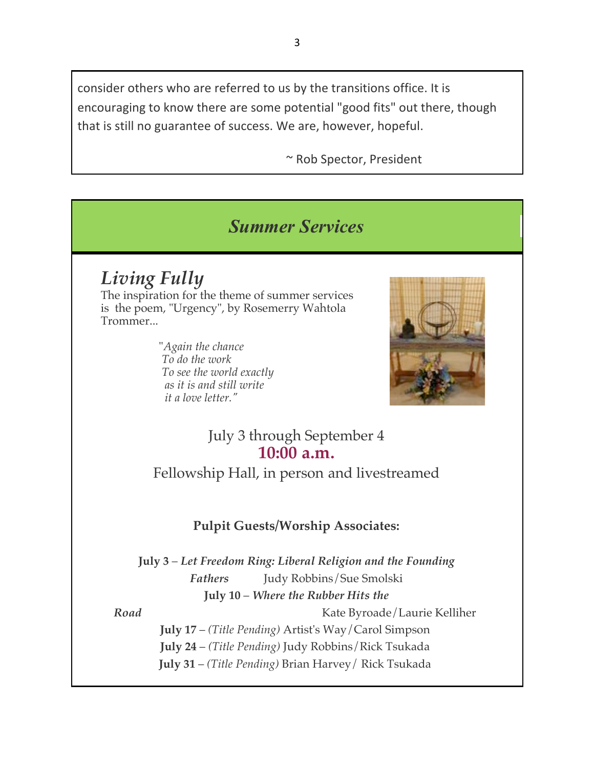consider others who are referred to us by the transitions office. It is encouraging to know there are some potential "good fits" out there, though that is still no guarantee of success. We are, however, hopeful.

~ Rob Spector, President

## *Summer Services*

### *Living Fully*

The inspiration for the theme of summer services is the poem, "Urgency", by Rosemerry Wahtola Trommer...

*"Again the chance*
*To do the work*
*To see the world exactly*
*as it is and still write*
*it a love letter."*

July 3 through September 4
**10:00 a.m.**
Fellowship Hall, in person and livestreamed

**Pulpit Guests/Worship Associates:**

**July 3** – ***Let Freedom Ring: Liberal Religion and the Founding Fathers*** Judy Robbins/Sue Smolski

**July 10** – ***Where the Rubber Hits the Road*** Kate Byroade/Laurie Kelliher

**July 17** – *(Title Pending)* Artist's Way/Carol Simpson

**July 24** – *(Title Pending)* Judy Robbins/Rick Tsukada

**July 31** – *(Title Pending)* Brian Harvey/ Rick Tsukada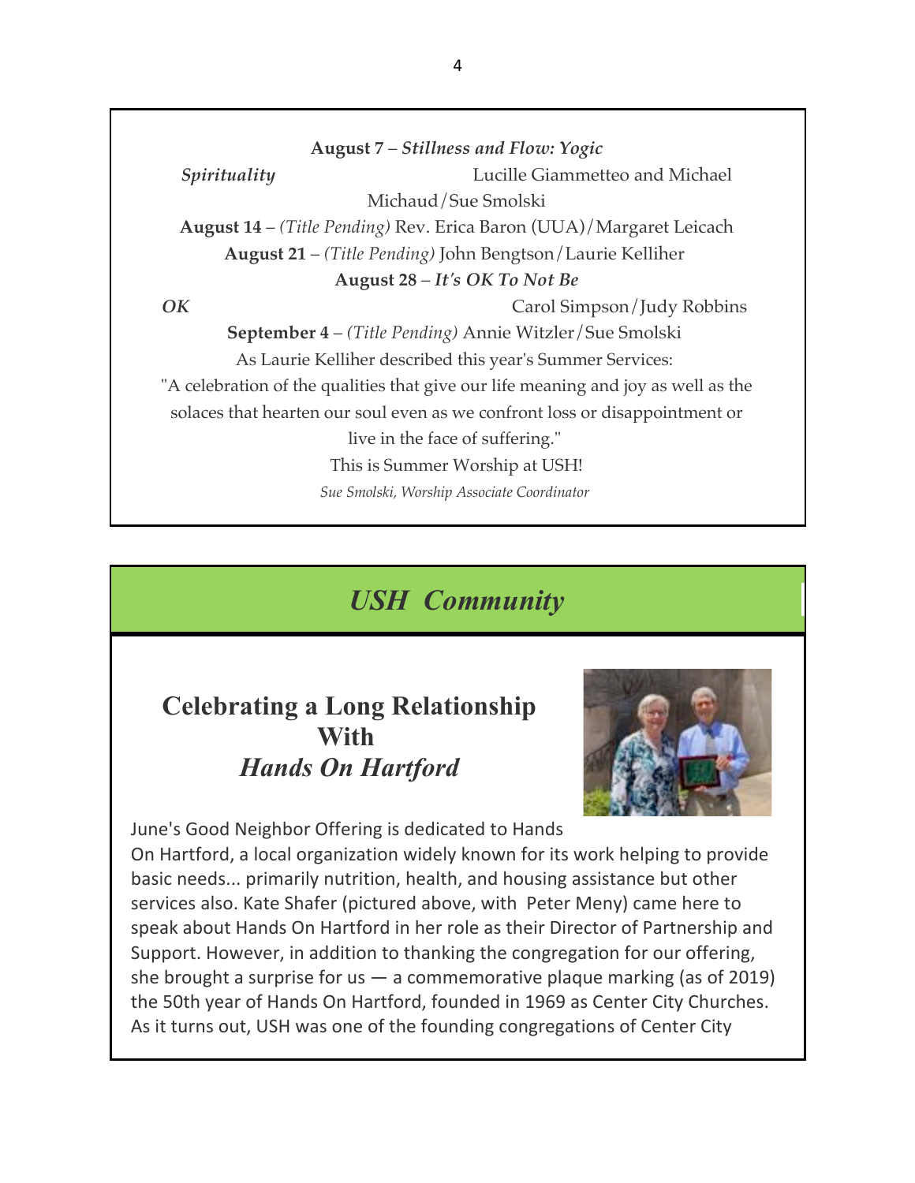**August 7** – ***Stillness and Flow: Yogic Spirituality*** Lucille Giammetteo and Michael Michaud/Sue Smolski

**August 14** – *(Title Pending)* Rev. Erica Baron (UUA)/Margaret Leicach

**August 21** – *(Title Pending)* John Bengtson/Laurie Kelliher

**August 28** – ***It's OK To Not Be OK*** Carol Simpson/Judy Robbins

**September 4** – *(Title Pending)* Annie Witzler/Sue Smolski

As Laurie Kelliher described this year's Summer Services:

"A celebration of the qualities that give our life meaning and joy as well as the solaces that hearten our soul even as we confront loss or disappointment or live in the face of suffering."

This is Summer Worship at USH!

*Sue Smolski, Worship Associate Coordinator*

# *USH Community*

## Celebrating a Long Relationship With *Hands On Hartford*

June's Good Neighbor Offering is dedicated to Hands On Hartford, a local organization widely known for its work helping to provide basic needs... primarily nutrition, health, and housing assistance but other services also. Kate Shafer (pictured above, with Peter Meny) came here to speak about Hands On Hartford in her role as their Director of Partnership and Support. However, in addition to thanking the congregation for our offering, she brought a surprise for us — a commemorative plaque marking (as of 2019) the 50th year of Hands On Hartford, founded in 1969 as Center City Churches. As it turns out, USH was one of the founding congregations of Center City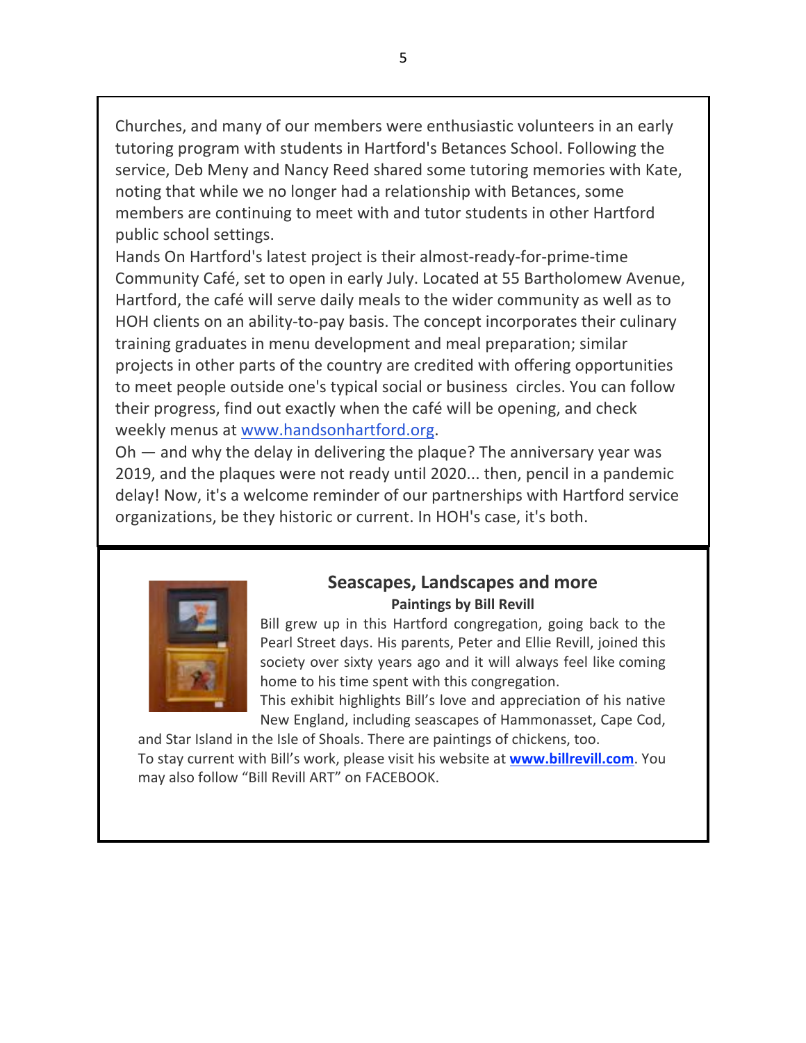Churches, and many of our members were enthusiastic volunteers in an early tutoring program with students in Hartford's Betances School. Following the service, Deb Meny and Nancy Reed shared some tutoring memories with Kate, noting that while we no longer had a relationship with Betances, some members are continuing to meet with and tutor students in other Hartford public school settings.

Hands On Hartford's latest project is their almost-ready-for-prime-time Community Café, set to open in early July. Located at 55 Bartholomew Avenue, Hartford, the café will serve daily meals to the wider community as well as to HOH clients on an ability-to-pay basis. The concept incorporates their culinary training graduates in menu development and meal preparation; similar projects in other parts of the country are credited with offering opportunities to meet people outside one's typical social or business circles. You can follow their progress, find out exactly when the café will be opening, and check weekly menus at www.handsonhartford.org.

Oh — and why the delay in delivering the plaque? The anniversary year was 2019, and the plaques were not ready until 2020... then, pencil in a pandemic delay! Now, it's a welcome reminder of our partnerships with Hartford service organizations, be they historic or current. In HOH's case, it's both.

## Seascapes, Landscapes and more

**Paintings by Bill Revill**

Bill grew up in this Hartford congregation, going back to the Pearl Street days. His parents, Peter and Ellie Revill, joined this society over sixty years ago and it will always feel like coming home to his time spent with this congregation.

This exhibit highlights Bill's love and appreciation of his native New England, including seascapes of Hammonasset, Cape Cod, and Star Island in the Isle of Shoals. There are paintings of chickens, too.

To stay current with Bill's work, please visit his website at **www.billrevill.com**. You may also follow "Bill Revill ART" on FACEBOOK.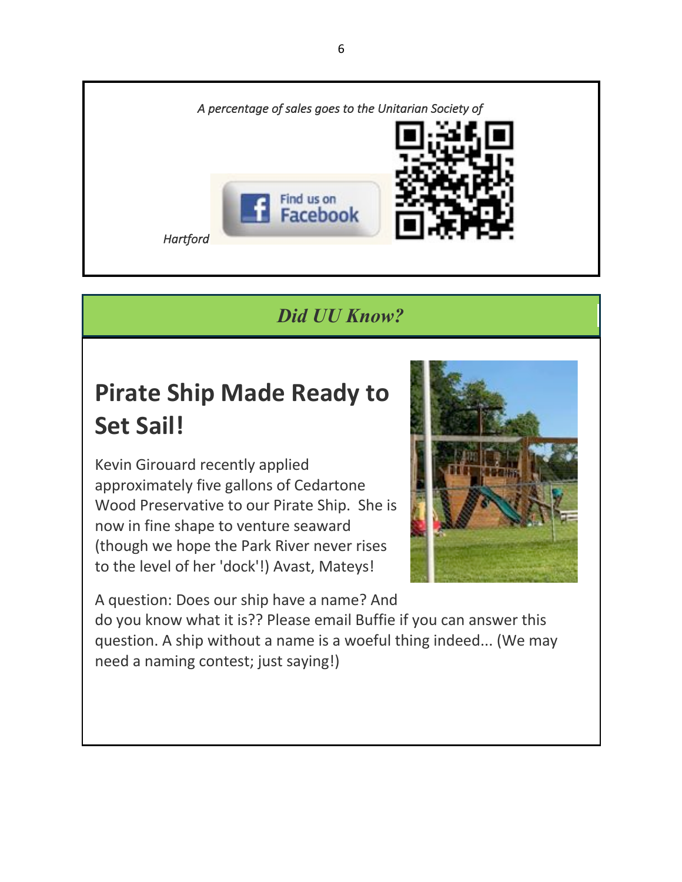*A percentage of sales goes to the Unitarian Society of Hartford*

## *Did UU Know?*

# Pirate Ship Made Ready to Set Sail!

Kevin Girouard recently applied approximately five gallons of Cedartone Wood Preservative to our Pirate Ship. She is now in fine shape to venture seaward (though we hope the Park River never rises to the level of her 'dock'!) Avast, Mateys!

A question: Does our ship have a name? And do you know what it is?? Please email Buffie if you can answer this question. A ship without a name is a woeful thing indeed... (We may need a naming contest; just saying!)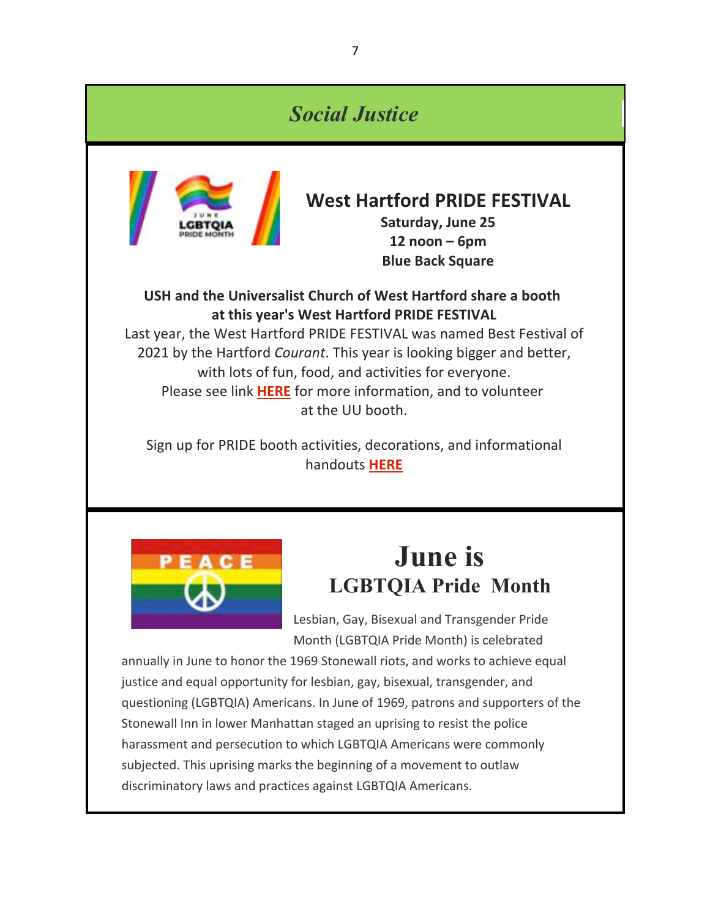## *Social Justice*

### West Hartford PRIDE FESTIVAL

**Saturday, June 25**
**12 noon – 6pm**
**Blue Back Square**

**USH and the Universalist Church of West Hartford share a booth at this year's West Hartford PRIDE FESTIVAL**

Last year, the West Hartford PRIDE FESTIVAL was named Best Festival of 2021 by the Hartford *Courant*. This year is looking bigger and better, with lots of fun, food, and activities for everyone. Please see link **HERE** for more information, and to volunteer at the UU booth.

Sign up for PRIDE booth activities, decorations, and informational handouts **HERE**

## June is LGBTQIA Pride Month

Lesbian, Gay, Bisexual and Transgender Pride Month (LGBTQIA Pride Month) is celebrated annually in June to honor the 1969 Stonewall riots, and works to achieve equal justice and equal opportunity for lesbian, gay, bisexual, transgender, and questioning (LGBTQIA) Americans. In June of 1969, patrons and supporters of the Stonewall Inn in lower Manhattan staged an uprising to resist the police harassment and persecution to which LGBTQIA Americans were commonly subjected. This uprising marks the beginning of a movement to outlaw discriminatory laws and practices against LGBTQIA Americans.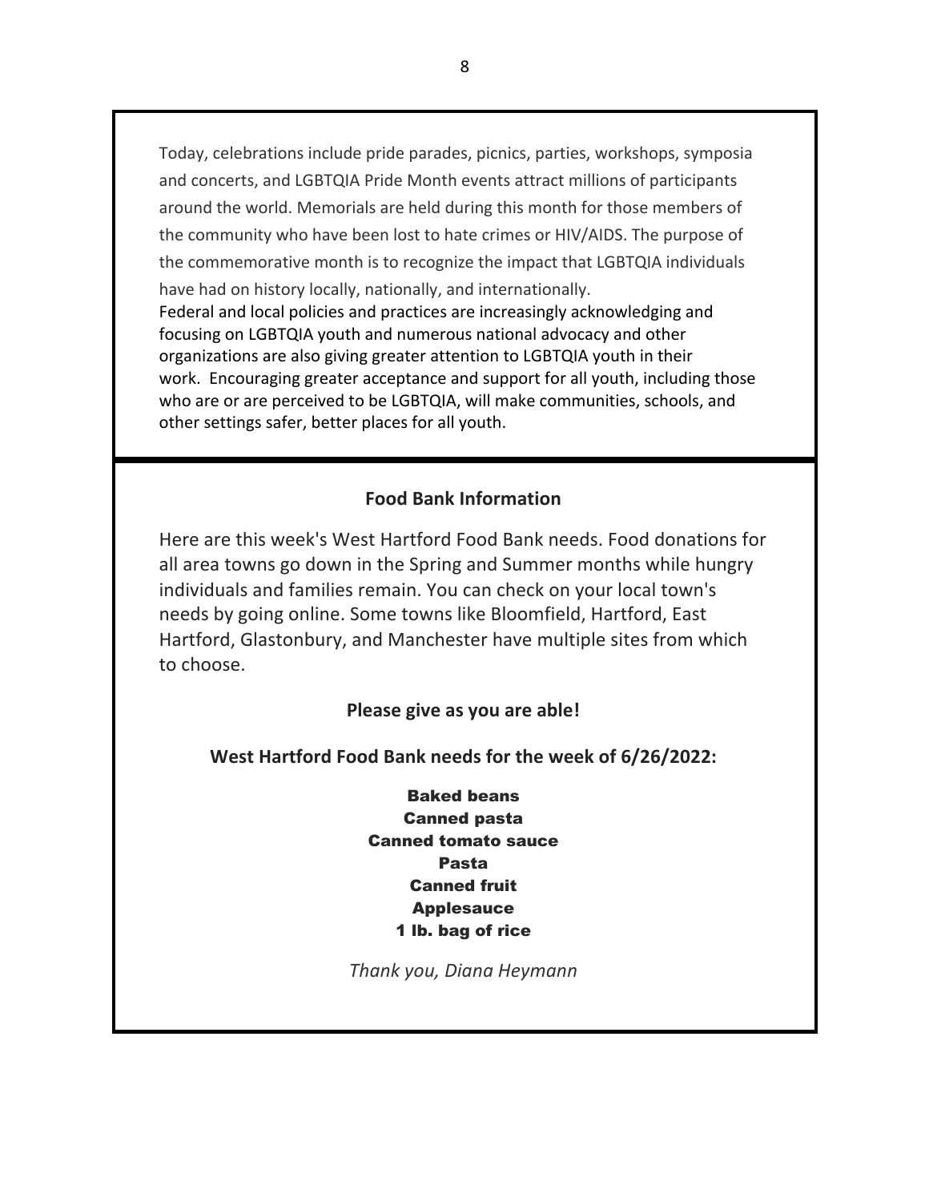Today, celebrations include pride parades, picnics, parties, workshops, symposia and concerts, and LGBTQIA Pride Month events attract millions of participants around the world. Memorials are held during this month for those members of the community who have been lost to hate crimes or HIV/AIDS. The purpose of the commemorative month is to recognize the impact that LGBTQIA individuals have had on history locally, nationally, and internationally.
Federal and local policies and practices are increasingly acknowledging and focusing on LGBTQIA youth and numerous national advocacy and other organizations are also giving greater attention to LGBTQIA youth in their work. Encouraging greater acceptance and support for all youth, including those who are or are perceived to be LGBTQIA, will make communities, schools, and other settings safer, better places for all youth.

**Food Bank Information**

Here are this week's West Hartford Food Bank needs. Food donations for all area towns go down in the Spring and Summer months while hungry individuals and families remain. You can check on your local town's needs by going online. Some towns like Bloomfield, Hartford, East Hartford, Glastonbury, and Manchester have multiple sites from which to choose.

**Please give as you are able!**

**West Hartford Food Bank needs for the week of 6/26/2022:**

**Baked beans**
**Canned pasta**
**Canned tomato sauce**
**Pasta**
**Canned fruit**
**Applesauce**
**1 lb. bag of rice**

*Thank you, Diana Heymann*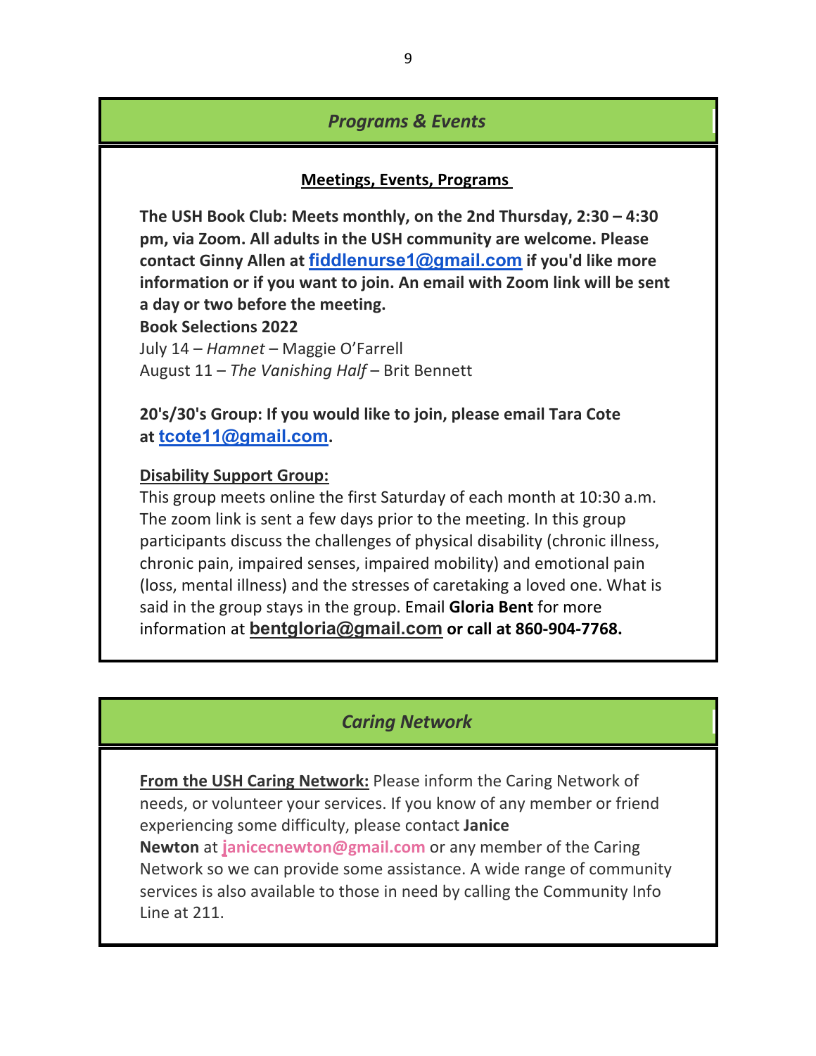## *Programs & Events*

### Meetings, Events, Programs

**The USH Book Club: Meets monthly, on the 2nd Thursday, 2:30 – 4:30 pm, via Zoom. All adults in the USH community are welcome. Please contact Ginny Allen at fiddlenurse1@gmail.com if you'd like more information or if you want to join. An email with Zoom link will be sent a day or two before the meeting.**

**Book Selections 2022**

July 14 – *Hamnet* – Maggie O'Farrell

August 11 – *The Vanishing Half* – Brit Bennett

**20's/30's Group: If you would like to join, please email Tara Cote at tcote11@gmail.com.**

**Disability Support Group:**

This group meets online the first Saturday of each month at 10:30 a.m. The zoom link is sent a few days prior to the meeting. In this group participants discuss the challenges of physical disability (chronic illness, chronic pain, impaired senses, impaired mobility) and emotional pain (loss, mental illness) and the stresses of caretaking a loved one. What is said in the group stays in the group. Email **Gloria Bent** for more information at bentgloria@gmail.com **or call at 860-904-7768.**

## *Caring Network*

**From the USH Caring Network:** Please inform the Caring Network of needs, or volunteer your services. If you know of any member or friend experiencing some difficulty, please contact **Janice Newton** at **janicecnewton@gmail.com** or any member of the Caring Network so we can provide some assistance. A wide range of community services is also available to those in need by calling the Community Info Line at 211.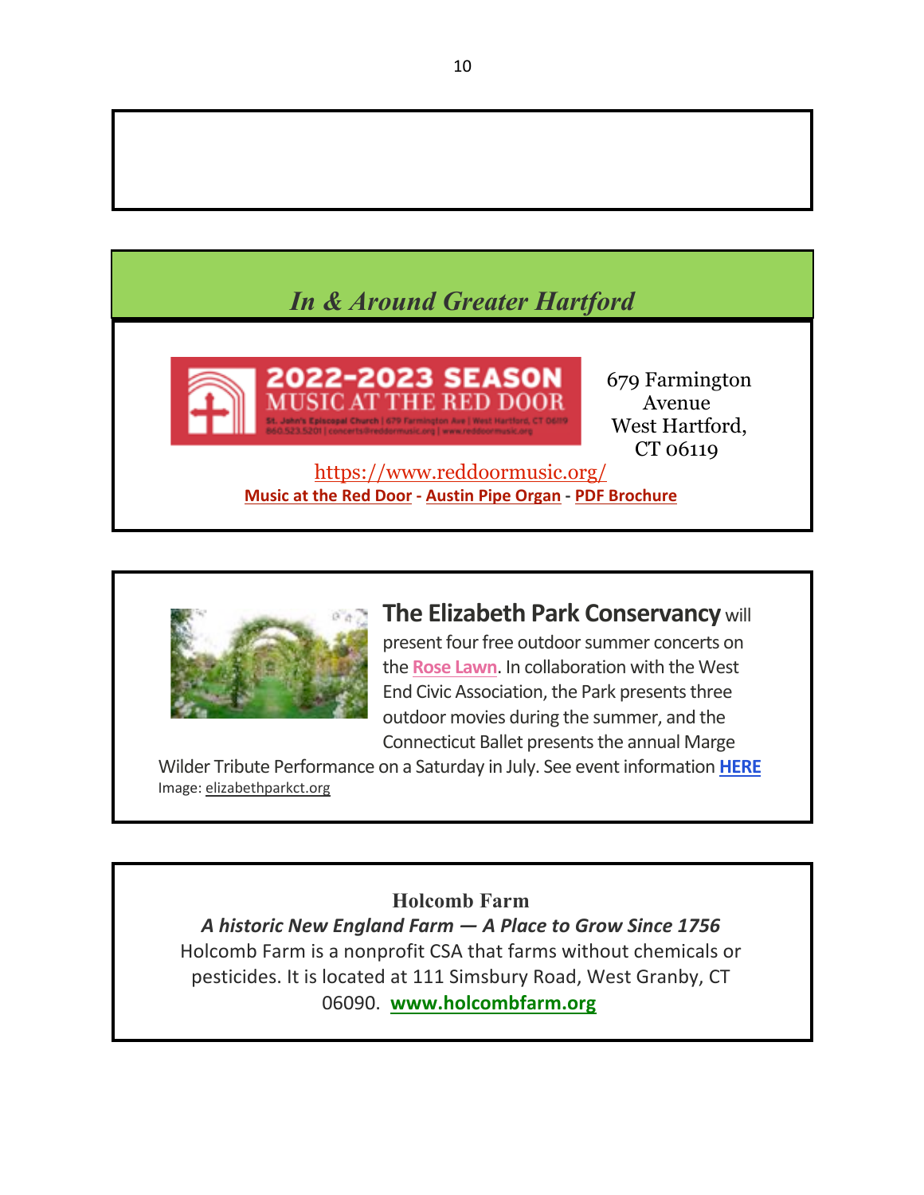## *In & Around Greater Hartford*

679 Farmington Avenue
West Hartford, CT 06119

https://www.reddoormusic.org/

**Music at the Red Door** - **Austin Pipe Organ** - **PDF Brochure**

**The Elizabeth Park Conservancy** will present four free outdoor summer concerts on the **Rose Lawn**. In collaboration with the West End Civic Association, the Park presents three outdoor movies during the summer, and the Connecticut Ballet presents the annual Marge Wilder Tribute Performance on a Saturday in July. See event information **HERE**

Image: elizabethparkct.org

**Holcomb Farm**

***A historic New England Farm — A Place to Grow Since 1756***

Holcomb Farm is a nonprofit CSA that farms without chemicals or pesticides. It is located at 111 Simsbury Road, West Granby, CT 06090. **www.holcombfarm.org**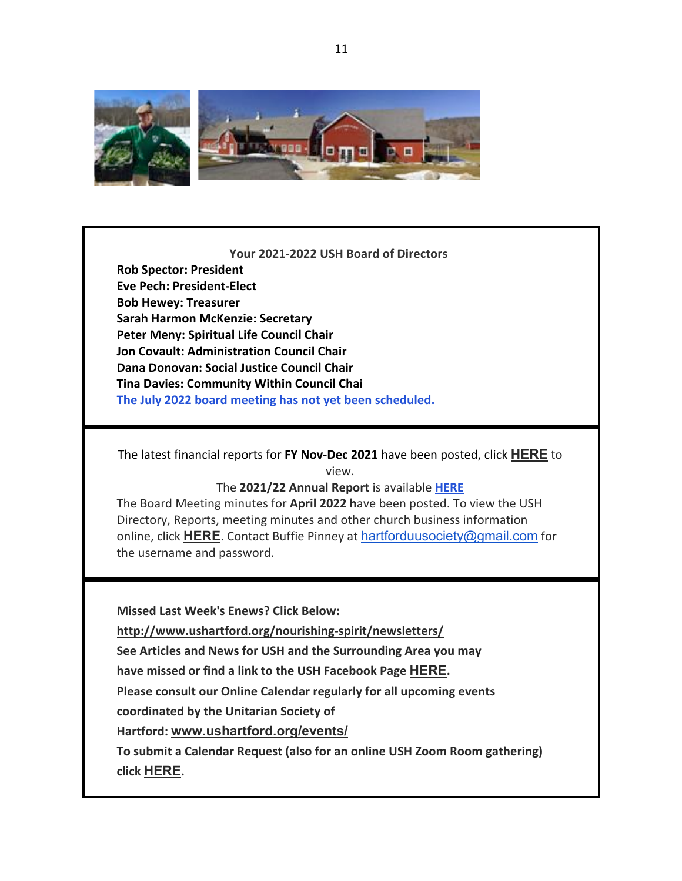**Your 2021-2022 USH Board of Directors**

**Rob Spector: President**
**Eve Pech: President-Elect**
**Bob Hewey: Treasurer**
**Sarah Harmon McKenzie: Secretary**
**Peter Meny: Spiritual Life Council Chair**
**Jon Covault: Administration Council Chair**
**Dana Donovan: Social Justice Council Chair**
**Tina Davies: Community Within Council Chai**
**The July 2022 board meeting has not yet been scheduled.**

---

The latest financial reports for **FY Nov-Dec 2021** have been posted, click **HERE** to view.

The **2021/22 Annual Report** is available **HERE**

The Board Meeting minutes for **April 2022 h**ave been posted. To view the USH Directory, Reports, meeting minutes and other church business information online, click **HERE**. Contact Buffie Pinney at hartforduusociety@gmail.com for the username and password.

---

**Missed Last Week's Enews? Click Below:**

**http://www.ushartford.org/nourishing-spirit/newsletters/**

**See Articles and News for USH and the Surrounding Area you may have missed or find a link to the USH Facebook Page HERE.**

**Please consult our Online Calendar regularly for all upcoming events coordinated by the Unitarian Society of Hartford: www.ushartford.org/events/**

**To submit a Calendar Request (also for an online USH Zoom Room gathering) click HERE.**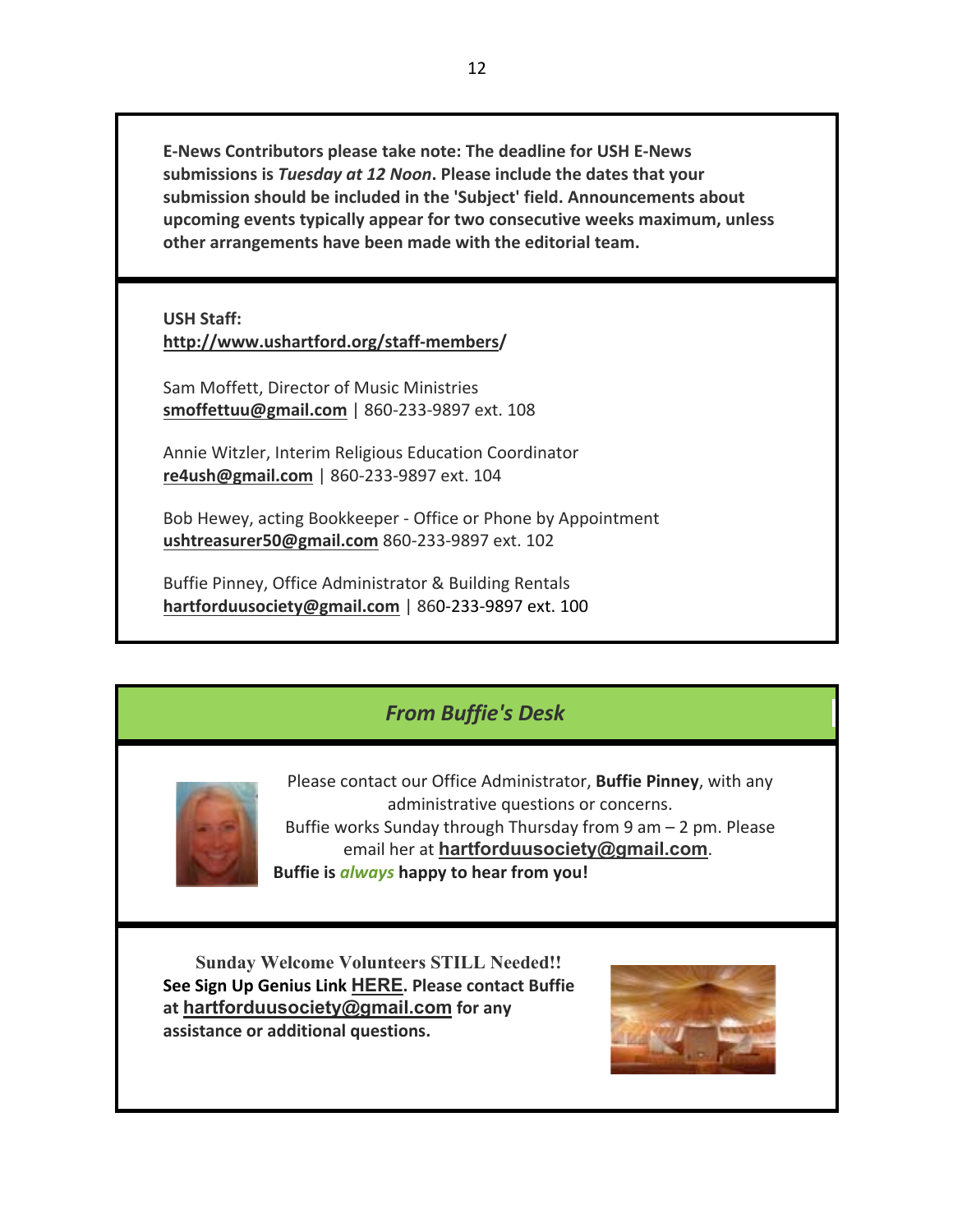**E-News Contributors please take note: The deadline for USH E-News submissions is *Tuesday at 12 Noon*. Please include the dates that your submission should be included in the 'Subject' field. Announcements about upcoming events typically appear for two consecutive weeks maximum, unless other arrangements have been made with the editorial team.**

**USH Staff:**
**http://www.ushartford.org/staff-members/**

Sam Moffett, Director of Music Ministries
**smoffettuu@gmail.com** | 860-233-9897 ext. 108

Annie Witzler, Interim Religious Education Coordinator
**re4ush@gmail.com** | 860-233-9897 ext. 104

Bob Hewey, acting Bookkeeper - Office or Phone by Appointment
**ushtreasurer50@gmail.com** 860-233-9897 ext. 102

Buffie Pinney, Office Administrator & Building Rentals
**hartforduusociety@gmail.com** | 860-233-9897 ext. 100

## *From Buffie's Desk*

Please contact our Office Administrator, **Buffie Pinney**, with any administrative questions or concerns.
Buffie works Sunday through Thursday from 9 am – 2 pm. Please email her at **hartforduusociety@gmail.com**.
**Buffie is *always* happy to hear from you!**

**Sunday Welcome Volunteers STILL Needed!!**
**See Sign Up Genius Link HERE. Please contact Buffie at hartforduusociety@gmail.com for any assistance or additional questions.**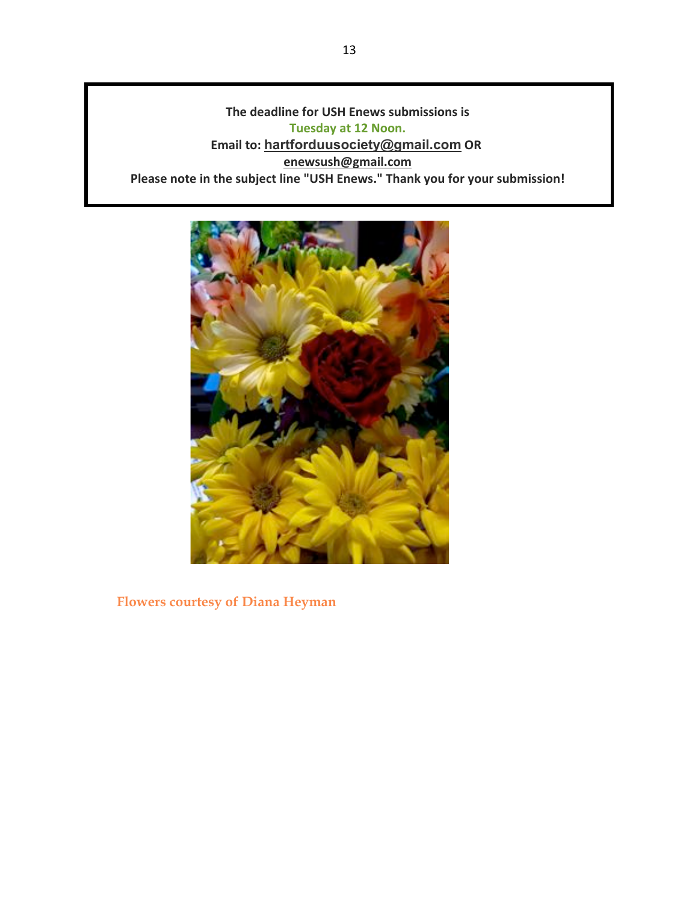**The deadline for USH Enews submissions is**

**Tuesday at 12 Noon.**

**Email to: hartforduusociety@gmail.com OR**

**enewsush@gmail.com**

**Please note in the subject line "USH Enews." Thank you for your submission!**

**Flowers courtesy of Diana Heyman**